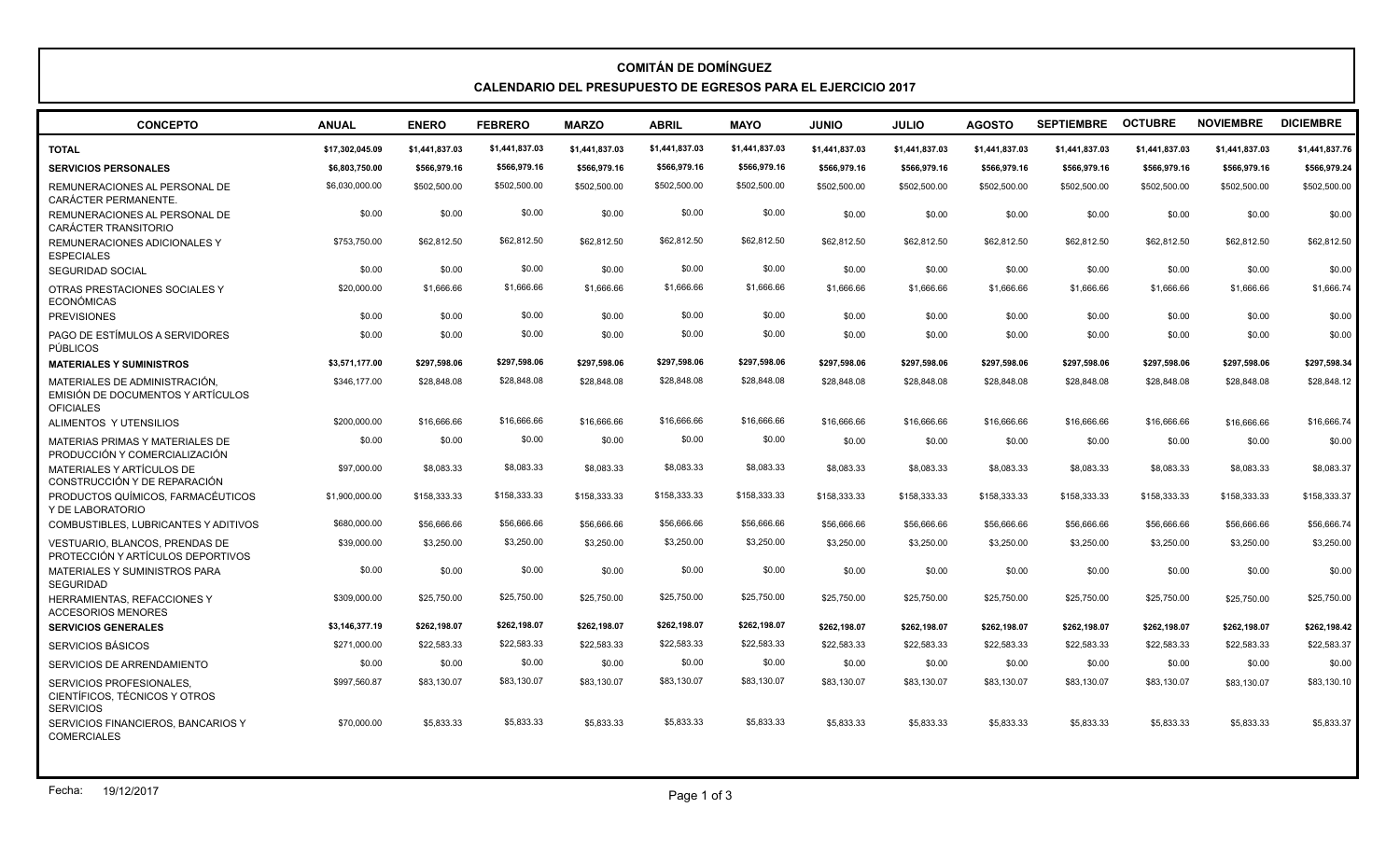# COMITÁN DE DOMÍNGUEZ

## CALENDARIO DEL PRESUPUESTO DE EGRESOS PARA EL EJERCICIO 2017

| CONCEPTO | ANUAL | ENERO | FEBRERO | MARZO | ABRIL | MAYO | JUNIO | JULIO | AGOSTO | SEPTIEMBRE | OCTUBRE | NOVIEMBRE | DICIEMBRE |
|---|---|---|---|---|---|---|---|---|---|---|---|---|---|
| **TOTAL** | **$17,302,045.09** | **$1,441,837.03** | **$1,441,837.03** | **$1,441,837.03** | **$1,441,837.03** | **$1,441,837.03** | **$1,441,837.03** | **$1,441,837.03** | **$1,441,837.03** | **$1,441,837.03** | **$1,441,837.03** | **$1,441,837.03** | **$1,441,837.76** |
| **SERVICIOS PERSONALES** | **$6,803,750.00** | **$566,979.16** | **$566,979.16** | **$566,979.16** | **$566,979.16** | **$566,979.16** | **$566,979.16** | **$566,979.16** | **$566,979.16** | **$566,979.16** | **$566,979.16** | **$566,979.16** | **$566,979.24** |
| REMUNERACIONES AL PERSONAL DE CARÁCTER PERMANENTE. | $6,030,000.00 | $502,500.00 | $502,500.00 | $502,500.00 | $502,500.00 | $502,500.00 | $502,500.00 | $502,500.00 | $502,500.00 | $502,500.00 | $502,500.00 | $502,500.00 | $502,500.00 |
| REMUNERACIONES AL PERSONAL DE CARÁCTER TRANSITORIO | $0.00 | $0.00 | $0.00 | $0.00 | $0.00 | $0.00 | $0.00 | $0.00 | $0.00 | $0.00 | $0.00 | $0.00 | $0.00 |
| REMUNERACIONES ADICIONALES Y ESPECIALES | $753,750.00 | $62,812.50 | $62,812.50 | $62,812.50 | $62,812.50 | $62,812.50 | $62,812.50 | $62,812.50 | $62,812.50 | $62,812.50 | $62,812.50 | $62,812.50 | $62,812.50 |
| SEGURIDAD SOCIAL | $0.00 | $0.00 | $0.00 | $0.00 | $0.00 | $0.00 | $0.00 | $0.00 | $0.00 | $0.00 | $0.00 | $0.00 | $0.00 |
| OTRAS PRESTACIONES SOCIALES Y ECONÓMICAS | $20,000.00 | $1,666.66 | $1,666.66 | $1,666.66 | $1,666.66 | $1,666.66 | $1,666.66 | $1,666.66 | $1,666.66 | $1,666.66 | $1,666.66 | $1,666.66 | $1,666.74 |
| PREVISIONES | $0.00 | $0.00 | $0.00 | $0.00 | $0.00 | $0.00 | $0.00 | $0.00 | $0.00 | $0.00 | $0.00 | $0.00 | $0.00 |
| PAGO DE ESTÍMULOS A SERVIDORES PÚBLICOS | $0.00 | $0.00 | $0.00 | $0.00 | $0.00 | $0.00 | $0.00 | $0.00 | $0.00 | $0.00 | $0.00 | $0.00 | $0.00 |
| **MATERIALES Y SUMINISTROS** | **$3,571,177.00** | **$297,598.06** | **$297,598.06** | **$297,598.06** | **$297,598.06** | **$297,598.06** | **$297,598.06** | **$297,598.06** | **$297,598.06** | **$297,598.06** | **$297,598.06** | **$297,598.06** | **$297,598.34** |
| MATERIALES DE ADMINISTRACIÓN, EMISIÓN DE DOCUMENTOS Y ARTÍCULOS OFICIALES | $346,177.00 | $28,848.08 | $28,848.08 | $28,848.08 | $28,848.08 | $28,848.08 | $28,848.08 | $28,848.08 | $28,848.08 | $28,848.08 | $28,848.08 | $28,848.08 | $28,848.12 |
| ALIMENTOS Y UTENSILIOS | $200,000.00 | $16,666.66 | $16,666.66 | $16,666.66 | $16,666.66 | $16,666.66 | $16,666.66 | $16,666.66 | $16,666.66 | $16,666.66 | $16,666.66 | $16,666.66 | $16,666.74 |
| MATERIAS PRIMAS Y MATERIALES DE PRODUCCIÓN Y COMERCIALIZACIÓN | $0.00 | $0.00 | $0.00 | $0.00 | $0.00 | $0.00 | $0.00 | $0.00 | $0.00 | $0.00 | $0.00 | $0.00 | $0.00 |
| MATERIALES Y ARTÍCULOS DE CONSTRUCCIÓN Y DE REPARACIÓN | $97,000.00 | $8,083.33 | $8,083.33 | $8,083.33 | $8,083.33 | $8,083.33 | $8,083.33 | $8,083.33 | $8,083.33 | $8,083.33 | $8,083.33 | $8,083.33 | $8,083.37 |
| PRODUCTOS QUÍMICOS, FARMACÉUTICOS Y DE LABORATORIO | $1,900,000.00 | $158,333.33 | $158,333.33 | $158,333.33 | $158,333.33 | $158,333.33 | $158,333.33 | $158,333.33 | $158,333.33 | $158,333.33 | $158,333.33 | $158,333.33 | $158,333.37 |
| COMBUSTIBLES, LUBRICANTES Y ADITIVOS | $680,000.00 | $56,666.66 | $56,666.66 | $56,666.66 | $56,666.66 | $56,666.66 | $56,666.66 | $56,666.66 | $56,666.66 | $56,666.66 | $56,666.66 | $56,666.66 | $56,666.74 |
| VESTUARIO, BLANCOS, PRENDAS DE PROTECCIÓN Y ARTÍCULOS DEPORTIVOS | $39,000.00 | $3,250.00 | $3,250.00 | $3,250.00 | $3,250.00 | $3,250.00 | $3,250.00 | $3,250.00 | $3,250.00 | $3,250.00 | $3,250.00 | $3,250.00 | $3,250.00 |
| MATERIALES Y SUMINISTROS PARA SEGURIDAD | $0.00 | $0.00 | $0.00 | $0.00 | $0.00 | $0.00 | $0.00 | $0.00 | $0.00 | $0.00 | $0.00 | $0.00 | $0.00 |
| HERRAMIENTAS, REFACCIONES Y ACCESORIOS MENORES | $309,000.00 | $25,750.00 | $25,750.00 | $25,750.00 | $25,750.00 | $25,750.00 | $25,750.00 | $25,750.00 | $25,750.00 | $25,750.00 | $25,750.00 | $25,750.00 | $25,750.00 |
| **SERVICIOS GENERALES** | **$3,146,377.19** | **$262,198.07** | **$262,198.07** | **$262,198.07** | **$262,198.07** | **$262,198.07** | **$262,198.07** | **$262,198.07** | **$262,198.07** | **$262,198.07** | **$262,198.07** | **$262,198.07** | **$262,198.42** |
| SERVICIOS BÁSICOS | $271,000.00 | $22,583.33 | $22,583.33 | $22,583.33 | $22,583.33 | $22,583.33 | $22,583.33 | $22,583.33 | $22,583.33 | $22,583.33 | $22,583.33 | $22,583.33 | $22,583.37 |
| SERVICIOS DE ARRENDAMIENTO | $0.00 | $0.00 | $0.00 | $0.00 | $0.00 | $0.00 | $0.00 | $0.00 | $0.00 | $0.00 | $0.00 | $0.00 | $0.00 |
| SERVICIOS PROFESIONALES, CIENTÍFICOS, TÉCNICOS Y OTROS SERVICIOS | $997,560.87 | $83,130.07 | $83,130.07 | $83,130.07 | $83,130.07 | $83,130.07 | $83,130.07 | $83,130.07 | $83,130.07 | $83,130.07 | $83,130.07 | $83,130.07 | $83,130.10 |
| SERVICIOS FINANCIEROS, BANCARIOS Y COMERCIALES | $70,000.00 | $5,833.33 | $5,833.33 | $5,833.33 | $5,833.33 | $5,833.33 | $5,833.33 | $5,833.33 | $5,833.33 | $5,833.33 | $5,833.33 | $5,833.33 | $5,833.37 |

Fecha: 19/12/2017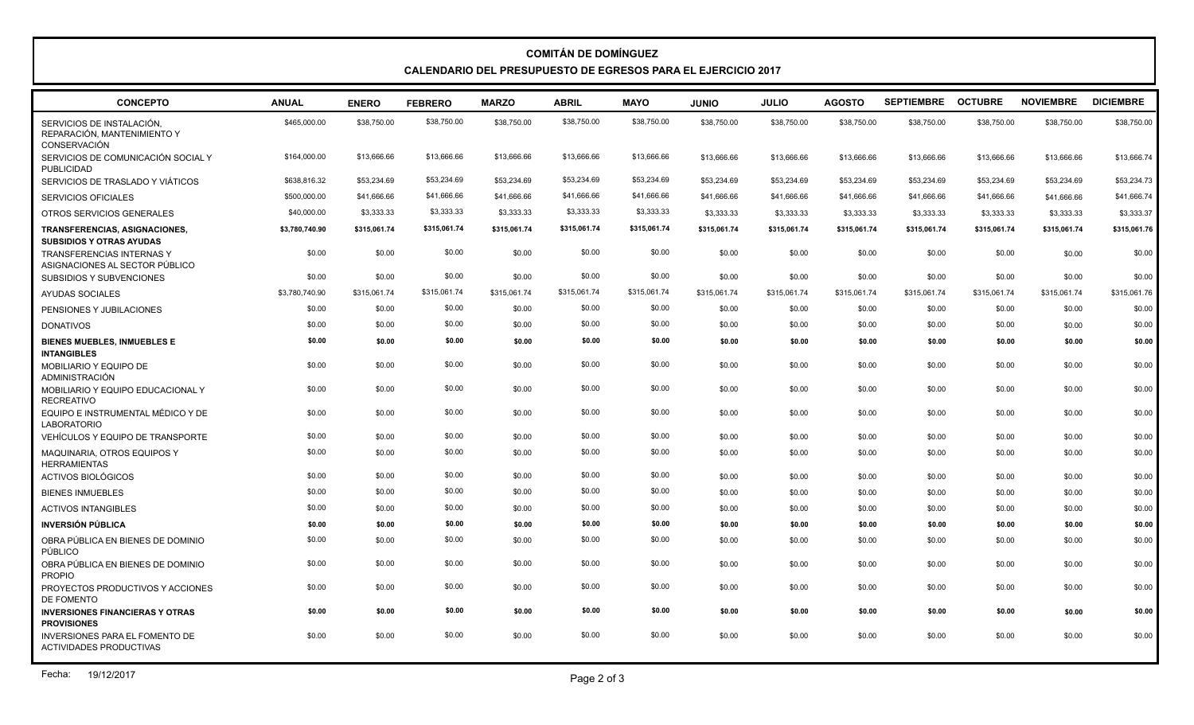# COMITÁN DE DOMÍNGUEZ

## CALENDARIO DEL PRESUPUESTO DE EGRESOS PARA EL EJERCICIO 2017

| CONCEPTO | ANUAL | ENERO | FEBRERO | MARZO | ABRIL | MAYO | JUNIO | JULIO | AGOSTO | SEPTIEMBRE | OCTUBRE | NOVIEMBRE | DICIEMBRE |
|---|---|---|---|---|---|---|---|---|---|---|---|---|---|
| SERVICIOS DE INSTALACIÓN, REPARACIÓN, MANTENIMIENTO Y CONSERVACIÓN | $465,000.00 | $38,750.00 | $38,750.00 | $38,750.00 | $38,750.00 | $38,750.00 | $38,750.00 | $38,750.00 | $38,750.00 | $38,750.00 | $38,750.00 | $38,750.00 | $38,750.00 |
| SERVICIOS DE COMUNICACIÓN SOCIAL Y PUBLICIDAD | $164,000.00 | $13,666.66 | $13,666.66 | $13,666.66 | $13,666.66 | $13,666.66 | $13,666.66 | $13,666.66 | $13,666.66 | $13,666.66 | $13,666.66 | $13,666.66 | $13,666.74 |
| SERVICIOS DE TRASLADO Y VIÁTICOS | $638,816.32 | $53,234.69 | $53,234.69 | $53,234.69 | $53,234.69 | $53,234.69 | $53,234.69 | $53,234.69 | $53,234.69 | $53,234.69 | $53,234.69 | $53,234.69 | $53,234.73 |
| SERVICIOS OFICIALES | $500,000.00 | $41,666.66 | $41,666.66 | $41,666.66 | $41,666.66 | $41,666.66 | $41,666.66 | $41,666.66 | $41,666.66 | $41,666.66 | $41,666.66 | $41,666.66 | $41,666.74 |
| OTROS SERVICIOS GENERALES | $40,000.00 | $3,333.33 | $3,333.33 | $3,333.33 | $3,333.33 | $3,333.33 | $3,333.33 | $3,333.33 | $3,333.33 | $3,333.33 | $3,333.33 | $3,333.33 | $3,333.37 |
| **TRANSFERENCIAS, ASIGNACIONES, SUBSIDIOS Y OTRAS AYUDAS** | **$3,780,740.90** | **$315,061.74** | **$315,061.74** | **$315,061.74** | **$315,061.74** | **$315,061.74** | **$315,061.74** | **$315,061.74** | **$315,061.74** | **$315,061.74** | **$315,061.74** | **$315,061.74** | **$315,061.76** |
| TRANSFERENCIAS INTERNAS Y ASIGNACIONES AL SECTOR PÚBLICO | $0.00 | $0.00 | $0.00 | $0.00 | $0.00 | $0.00 | $0.00 | $0.00 | $0.00 | $0.00 | $0.00 | $0.00 | $0.00 |
| SUBSIDIOS Y SUBVENCIONES | $0.00 | $0.00 | $0.00 | $0.00 | $0.00 | $0.00 | $0.00 | $0.00 | $0.00 | $0.00 | $0.00 | $0.00 | $0.00 |
| AYUDAS SOCIALES | $3,780,740.90 | $315,061.74 | $315,061.74 | $315,061.74 | $315,061.74 | $315,061.74 | $315,061.74 | $315,061.74 | $315,061.74 | $315,061.74 | $315,061.74 | $315,061.74 | $315,061.76 |
| PENSIONES Y JUBILACIONES | $0.00 | $0.00 | $0.00 | $0.00 | $0.00 | $0.00 | $0.00 | $0.00 | $0.00 | $0.00 | $0.00 | $0.00 | $0.00 |
| DONATIVOS | $0.00 | $0.00 | $0.00 | $0.00 | $0.00 | $0.00 | $0.00 | $0.00 | $0.00 | $0.00 | $0.00 | $0.00 | $0.00 |
| **BIENES MUEBLES, INMUEBLES E INTANGIBLES** | **$0.00** | **$0.00** | **$0.00** | **$0.00** | **$0.00** | **$0.00** | **$0.00** | **$0.00** | **$0.00** | **$0.00** | **$0.00** | **$0.00** | **$0.00** |
| MOBILIARIO Y EQUIPO DE ADMINISTRACIÓN | $0.00 | $0.00 | $0.00 | $0.00 | $0.00 | $0.00 | $0.00 | $0.00 | $0.00 | $0.00 | $0.00 | $0.00 | $0.00 |
| MOBILIARIO Y EQUIPO EDUCACIONAL Y RECREATIVO | $0.00 | $0.00 | $0.00 | $0.00 | $0.00 | $0.00 | $0.00 | $0.00 | $0.00 | $0.00 | $0.00 | $0.00 | $0.00 |
| EQUIPO E INSTRUMENTAL MÉDICO Y DE LABORATORIO | $0.00 | $0.00 | $0.00 | $0.00 | $0.00 | $0.00 | $0.00 | $0.00 | $0.00 | $0.00 | $0.00 | $0.00 | $0.00 |
| VEHÍCULOS Y EQUIPO DE TRANSPORTE | $0.00 | $0.00 | $0.00 | $0.00 | $0.00 | $0.00 | $0.00 | $0.00 | $0.00 | $0.00 | $0.00 | $0.00 | $0.00 |
| MAQUINARIA, OTROS EQUIPOS Y HERRAMIENTAS | $0.00 | $0.00 | $0.00 | $0.00 | $0.00 | $0.00 | $0.00 | $0.00 | $0.00 | $0.00 | $0.00 | $0.00 | $0.00 |
| ACTIVOS BIOLÓGICOS | $0.00 | $0.00 | $0.00 | $0.00 | $0.00 | $0.00 | $0.00 | $0.00 | $0.00 | $0.00 | $0.00 | $0.00 | $0.00 |
| BIENES INMUEBLES | $0.00 | $0.00 | $0.00 | $0.00 | $0.00 | $0.00 | $0.00 | $0.00 | $0.00 | $0.00 | $0.00 | $0.00 | $0.00 |
| ACTIVOS INTANGIBLES | $0.00 | $0.00 | $0.00 | $0.00 | $0.00 | $0.00 | $0.00 | $0.00 | $0.00 | $0.00 | $0.00 | $0.00 | $0.00 |
| **INVERSIÓN PÚBLICA** | **$0.00** | **$0.00** | **$0.00** | **$0.00** | **$0.00** | **$0.00** | **$0.00** | **$0.00** | **$0.00** | **$0.00** | **$0.00** | **$0.00** | **$0.00** |
| OBRA PÚBLICA EN BIENES DE DOMINIO PÚBLICO | $0.00 | $0.00 | $0.00 | $0.00 | $0.00 | $0.00 | $0.00 | $0.00 | $0.00 | $0.00 | $0.00 | $0.00 | $0.00 |
| OBRA PÚBLICA EN BIENES DE DOMINIO PROPIO | $0.00 | $0.00 | $0.00 | $0.00 | $0.00 | $0.00 | $0.00 | $0.00 | $0.00 | $0.00 | $0.00 | $0.00 | $0.00 |
| PROYECTOS PRODUCTIVOS Y ACCIONES DE FOMENTO | $0.00 | $0.00 | $0.00 | $0.00 | $0.00 | $0.00 | $0.00 | $0.00 | $0.00 | $0.00 | $0.00 | $0.00 | $0.00 |
| **INVERSIONES FINANCIERAS Y OTRAS PROVISIONES** | **$0.00** | **$0.00** | **$0.00** | **$0.00** | **$0.00** | **$0.00** | **$0.00** | **$0.00** | **$0.00** | **$0.00** | **$0.00** | **$0.00** | **$0.00** |
| INVERSIONES PARA EL FOMENTO DE ACTIVIDADES PRODUCTIVAS | $0.00 | $0.00 | $0.00 | $0.00 | $0.00 | $0.00 | $0.00 | $0.00 | $0.00 | $0.00 | $0.00 | $0.00 | $0.00 |

Fecha: 19/12/2017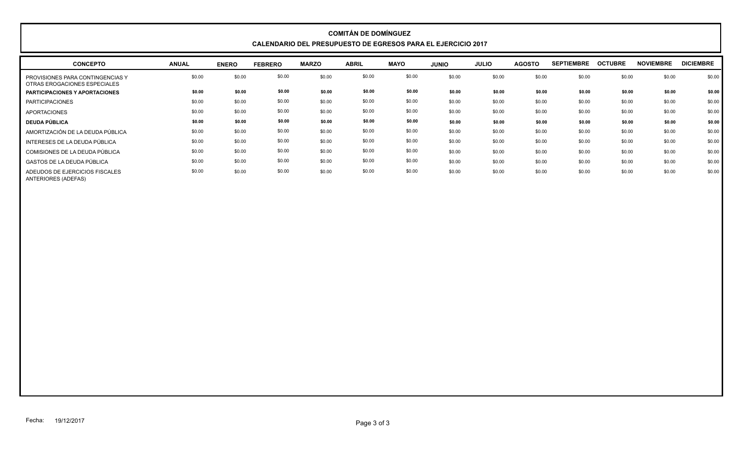# COMITÁN DE DOMÍNGUEZ

## CALENDARIO DEL PRESUPUESTO DE EGRESOS PARA EL EJERCICIO 2017

| CONCEPTO | ANUAL | ENERO | FEBRERO | MARZO | ABRIL | MAYO | JUNIO | JULIO | AGOSTO | SEPTIEMBRE | OCTUBRE | NOVIEMBRE | DICIEMBRE |
|---|---|---|---|---|---|---|---|---|---|---|---|---|---|
| PROVISIONES PARA CONTINGENCIAS Y OTRAS EROGACIONES ESPECIALES | $0.00 | $0.00 | $0.00 | $0.00 | $0.00 | $0.00 | $0.00 | $0.00 | $0.00 | $0.00 | $0.00 | $0.00 | $0.00 |
| **PARTICIPACIONES Y APORTACIONES** | **$0.00** | **$0.00** | **$0.00** | **$0.00** | **$0.00** | **$0.00** | **$0.00** | **$0.00** | **$0.00** | **$0.00** | **$0.00** | **$0.00** | **$0.00** |
| PARTICIPACIONES | $0.00 | $0.00 | $0.00 | $0.00 | $0.00 | $0.00 | $0.00 | $0.00 | $0.00 | $0.00 | $0.00 | $0.00 | $0.00 |
| APORTACIONES | $0.00 | $0.00 | $0.00 | $0.00 | $0.00 | $0.00 | $0.00 | $0.00 | $0.00 | $0.00 | $0.00 | $0.00 | $0.00 |
| **DEUDA PÚBLICA** | **$0.00** | **$0.00** | **$0.00** | **$0.00** | **$0.00** | **$0.00** | **$0.00** | **$0.00** | **$0.00** | **$0.00** | **$0.00** | **$0.00** | **$0.00** |
| AMORTIZACIÓN DE LA DEUDA PÚBLICA | $0.00 | $0.00 | $0.00 | $0.00 | $0.00 | $0.00 | $0.00 | $0.00 | $0.00 | $0.00 | $0.00 | $0.00 | $0.00 |
| INTERESES DE LA DEUDA PÚBLICA | $0.00 | $0.00 | $0.00 | $0.00 | $0.00 | $0.00 | $0.00 | $0.00 | $0.00 | $0.00 | $0.00 | $0.00 | $0.00 |
| COMISIONES DE LA DEUDA PÚBLICA | $0.00 | $0.00 | $0.00 | $0.00 | $0.00 | $0.00 | $0.00 | $0.00 | $0.00 | $0.00 | $0.00 | $0.00 | $0.00 |
| GASTOS DE LA DEUDA PÚBLICA | $0.00 | $0.00 | $0.00 | $0.00 | $0.00 | $0.00 | $0.00 | $0.00 | $0.00 | $0.00 | $0.00 | $0.00 | $0.00 |
| ADEUDOS DE EJERCICIOS FISCALES ANTERIORES (ADEFAS) | $0.00 | $0.00 | $0.00 | $0.00 | $0.00 | $0.00 | $0.00 | $0.00 | $0.00 | $0.00 | $0.00 | $0.00 | $0.00 |

Fecha: 19/12/2017